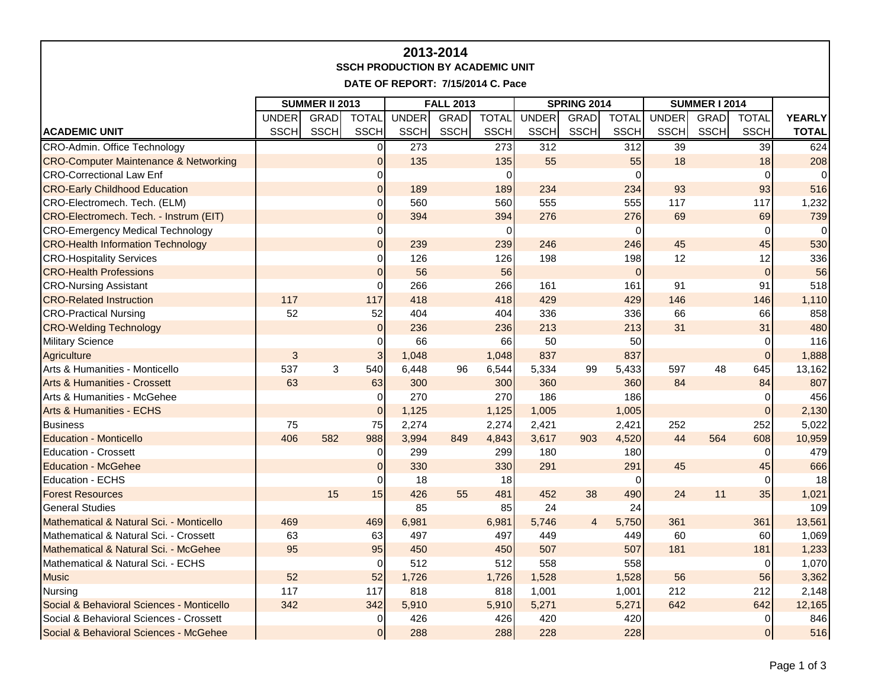# 2013-2014

**SSCH PRODUCTION BY ACADEMIC UNIT**

**DATE OF REPORT: 7/15/2014 C. Pace**

| | SUMMER II 2013 | | | FALL 2013 | | | SPRING 2014 | | | SUMMER I 2014 | | | |
|---|---|---|---|---|---|---|---|---|---|---|---|---|---|
| **ACADEMIC UNIT** | UNDER SSCH | GRAD SSCH | TOTAL SSCH | UNDER SSCH | GRAD SSCH | TOTAL SSCH | UNDER SSCH | GRAD SSCH | TOTAL SSCH | UNDER SSCH | GRAD SSCH | TOTAL SSCH | **YEARLY TOTAL** |
| CRO-Admin. Office Technology | | | 0 | 273 | | 273 | 312 | | 312 | 39 | | 39 | 624 |
| CRO-Computer Maintenance & Networking | | | 0 | 135 | | 135 | 55 | | 55 | 18 | | 18 | 208 |
| CRO-Correctional Law Enf | | | 0 | | | 0 | | | 0 | | | 0 | 0 |
| CRO-Early Childhood Education | | | 0 | 189 | | 189 | 234 | | 234 | 93 | | 93 | 516 |
| CRO-Electromech. Tech. (ELM) | | | 0 | 560 | | 560 | 555 | | 555 | 117 | | 117 | 1,232 |
| CRO-Electromech. Tech. - Instrum (EIT) | | | 0 | 394 | | 394 | 276 | | 276 | 69 | | 69 | 739 |
| CRO-Emergency Medical Technology | | | 0 | | | 0 | | | 0 | | | 0 | 0 |
| CRO-Health Information Technology | | | 0 | 239 | | 239 | 246 | | 246 | 45 | | 45 | 530 |
| CRO-Hospitality Services | | | 0 | 126 | | 126 | 198 | | 198 | 12 | | 12 | 336 |
| CRO-Health Professions | | | 0 | 56 | | 56 | | | 0 | | | 0 | 56 |
| CRO-Nursing Assistant | | | 0 | 266 | | 266 | 161 | | 161 | 91 | | 91 | 518 |
| CRO-Related Instruction | 117 | | 117 | 418 | | 418 | 429 | | 429 | 146 | | 146 | 1,110 |
| CRO-Practical Nursing | 52 | | 52 | 404 | | 404 | 336 | | 336 | 66 | | 66 | 858 |
| CRO-Welding Technology | | | 0 | 236 | | 236 | 213 | | 213 | 31 | | 31 | 480 |
| Military Science | | | 0 | 66 | | 66 | 50 | | 50 | | | 0 | 116 |
| Agriculture | 3 | | 3 | 1,048 | | 1,048 | 837 | | 837 | | | 0 | 1,888 |
| Arts & Humanities - Monticello | 537 | 3 | 540 | 6,448 | 96 | 6,544 | 5,334 | 99 | 5,433 | 597 | 48 | 645 | 13,162 |
| Arts & Humanities - Crossett | 63 | | 63 | 300 | | 300 | 360 | | 360 | 84 | | 84 | 807 |
| Arts & Humanities - McGehee | | | 0 | 270 | | 270 | 186 | | 186 | | | 0 | 456 |
| Arts & Humanities - ECHS | | | 0 | 1,125 | | 1,125 | 1,005 | | 1,005 | | | 0 | 2,130 |
| Business | 75 | | 75 | 2,274 | | 2,274 | 2,421 | | 2,421 | 252 | | 252 | 5,022 |
| Education - Monticello | 406 | 582 | 988 | 3,994 | 849 | 4,843 | 3,617 | 903 | 4,520 | 44 | 564 | 608 | 10,959 |
| Education - Crossett | | | 0 | 299 | | 299 | 180 | | 180 | | | 0 | 479 |
| Education - McGehee | | | 0 | 330 | | 330 | 291 | | 291 | 45 | | 45 | 666 |
| Education - ECHS | | | 0 | 18 | | 18 | | | 0 | | | 0 | 18 |
| Forest Resources | | 15 | 15 | 426 | 55 | 481 | 452 | 38 | 490 | 24 | 11 | 35 | 1,021 |
| General Studies | | | | 85 | | 85 | 24 | | 24 | | | | 109 |
| Mathematical & Natural Sci. - Monticello | 469 | | 469 | 6,981 | | 6,981 | 5,746 | 4 | 5,750 | 361 | | 361 | 13,561 |
| Mathematical & Natural Sci. - Crossett | 63 | | 63 | 497 | | 497 | 449 | | 449 | 60 | | 60 | 1,069 |
| Mathematical & Natural Sci. - McGehee | 95 | | 95 | 450 | | 450 | 507 | | 507 | 181 | | 181 | 1,233 |
| Mathematical & Natural Sci. - ECHS | | | 0 | 512 | | 512 | 558 | | 558 | | | 0 | 1,070 |
| Music | 52 | | 52 | 1,726 | | 1,726 | 1,528 | | 1,528 | 56 | | 56 | 3,362 |
| Nursing | 117 | | 117 | 818 | | 818 | 1,001 | | 1,001 | 212 | | 212 | 2,148 |
| Social & Behavioral Sciences - Monticello | 342 | | 342 | 5,910 | | 5,910 | 5,271 | | 5,271 | 642 | | 642 | 12,165 |
| Social & Behavioral Sciences - Crossett | | | 0 | 426 | | 426 | 420 | | 420 | | | 0 | 846 |
| Social & Behavioral Sciences - McGehee | | | 0 | 288 | | 288 | 228 | | 228 | | | 0 | 516 |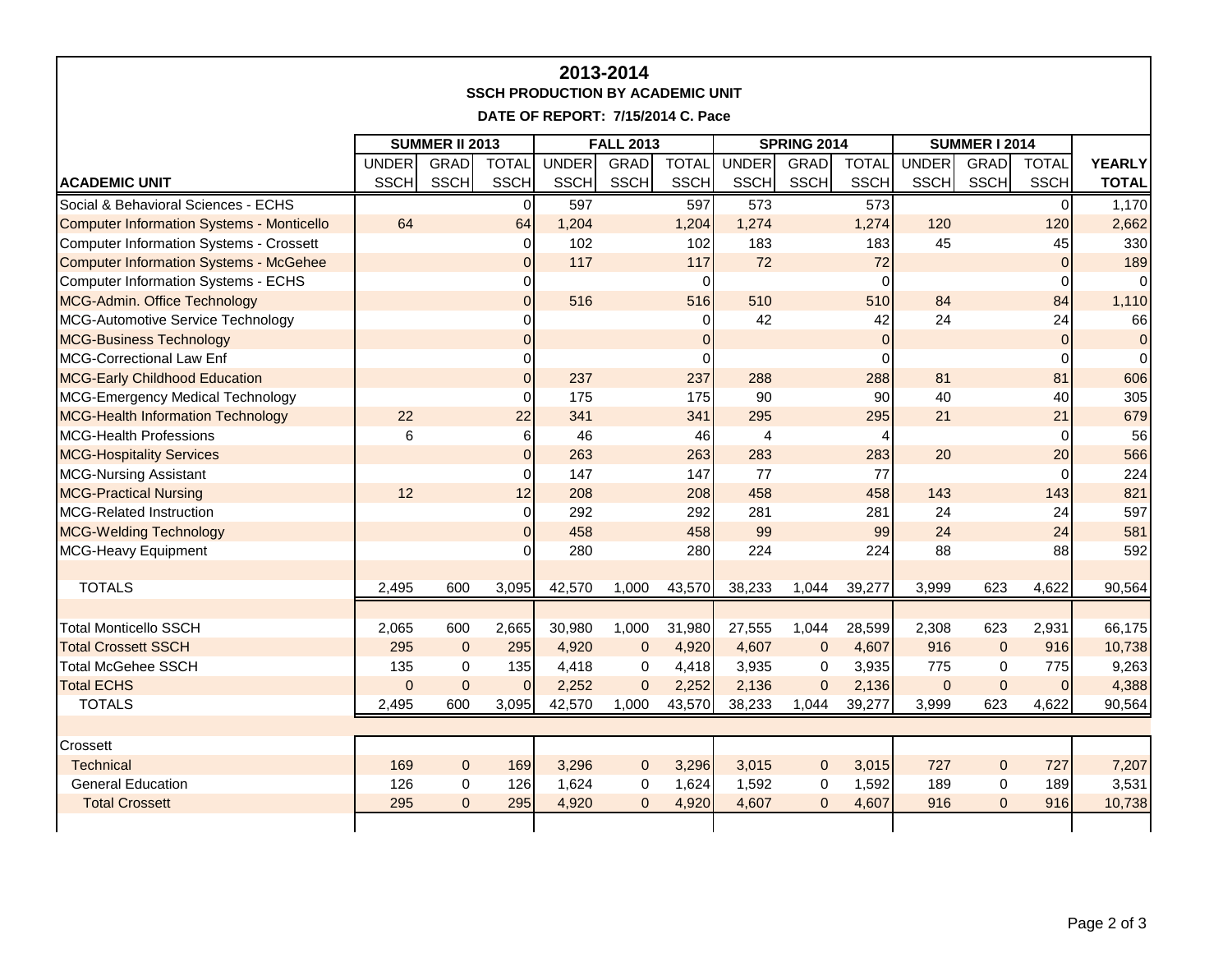# 2013-2014

## SSCH PRODUCTION BY ACADEMIC UNIT

**DATE OF REPORT: 7/15/2014 C. Pace**

| | SUMMER II 2013 | | | FALL 2013 | | | SPRING 2014 | | | SUMMER I 2014 | | | |
|---|---|---|---|---|---|---|---|---|---|---|---|---|---|
| **ACADEMIC UNIT** | UNDER SSCH | GRAD SSCH | TOTAL SSCH | UNDER SSCH | GRAD SSCH | TOTAL SSCH | UNDER SSCH | GRAD SSCH | TOTAL SSCH | UNDER SSCH | GRAD SSCH | TOTAL SSCH | **YEARLY TOTAL** |
| Social & Behavioral Sciences - ECHS | | | 0 | 597 | | 597 | 573 | | 573 | | | 0 | 1,170 |
| Computer Information Systems - Monticello | 64 | | 64 | 1,204 | | 1,204 | 1,274 | | 1,274 | 120 | | 120 | 2,662 |
| Computer Information Systems - Crossett | | | 0 | 102 | | 102 | 183 | | 183 | 45 | | 45 | 330 |
| Computer Information Systems - McGehee | | | 0 | 117 | | 117 | 72 | | 72 | | | 0 | 189 |
| Computer Information Systems - ECHS | | | 0 | | | 0 | | | 0 | | | 0 | 0 |
| MCG-Admin. Office Technology | | | 0 | 516 | | 516 | 510 | | 510 | 84 | | 84 | 1,110 |
| MCG-Automotive Service Technology | | | 0 | | | 0 | 42 | | 42 | 24 | | 24 | 66 |
| MCG-Business Technology | | | 0 | | | 0 | | | 0 | | | 0 | 0 |
| MCG-Correctional Law Enf | | | 0 | | | 0 | | | 0 | | | 0 | 0 |
| MCG-Early Childhood Education | | | 0 | 237 | | 237 | 288 | | 288 | 81 | | 81 | 606 |
| MCG-Emergency Medical Technology | | | 0 | 175 | | 175 | 90 | | 90 | 40 | | 40 | 305 |
| MCG-Health Information Technology | 22 | | 22 | 341 | | 341 | 295 | | 295 | 21 | | 21 | 679 |
| MCG-Health Professions | 6 | | 6 | 46 | | 46 | 4 | | 4 | | | 0 | 56 |
| MCG-Hospitality Services | | | 0 | 263 | | 263 | 283 | | 283 | 20 | | 20 | 566 |
| MCG-Nursing Assistant | | | 0 | 147 | | 147 | 77 | | 77 | | | 0 | 224 |
| MCG-Practical Nursing | 12 | | 12 | 208 | | 208 | 458 | | 458 | 143 | | 143 | 821 |
| MCG-Related Instruction | | | 0 | 292 | | 292 | 281 | | 281 | 24 | | 24 | 597 |
| MCG-Welding Technology | | | 0 | 458 | | 458 | 99 | | 99 | 24 | | 24 | 581 |
| MCG-Heavy Equipment | | | 0 | 280 | | 280 | 224 | | 224 | 88 | | 88 | 592 |
| | | | | | | | | | | | | | |
| TOTALS | 2,495 | 600 | 3,095 | 42,570 | 1,000 | 43,570 | 38,233 | 1,044 | 39,277 | 3,999 | 623 | 4,622 | 90,564 |
| | | | | | | | | | | | | | |
| Total Monticello SSCH | 2,065 | 600 | 2,665 | 30,980 | 1,000 | 31,980 | 27,555 | 1,044 | 28,599 | 2,308 | 623 | 2,931 | 66,175 |
| Total Crossett SSCH | 295 | 0 | 295 | 4,920 | 0 | 4,920 | 4,607 | 0 | 4,607 | 916 | 0 | 916 | 10,738 |
| Total McGehee SSCH | 135 | 0 | 135 | 4,418 | 0 | 4,418 | 3,935 | 0 | 3,935 | 775 | 0 | 775 | 9,263 |
| Total ECHS | 0 | 0 | 0 | 2,252 | 0 | 2,252 | 2,136 | 0 | 2,136 | 0 | 0 | 0 | 4,388 |
| TOTALS | 2,495 | 600 | 3,095 | 42,570 | 1,000 | 43,570 | 38,233 | 1,044 | 39,277 | 3,999 | 623 | 4,622 | 90,564 |
| | | | | | | | | | | | | | |
| Crossett | | | | | | | | | | | | | |
| Technical | 169 | 0 | 169 | 3,296 | 0 | 3,296 | 3,015 | 0 | 3,015 | 727 | 0 | 727 | 7,207 |
| General Education | 126 | 0 | 126 | 1,624 | 0 | 1,624 | 1,592 | 0 | 1,592 | 189 | 0 | 189 | 3,531 |
| Total Crossett | 295 | 0 | 295 | 4,920 | 0 | 4,920 | 4,607 | 0 | 4,607 | 916 | 0 | 916 | 10,738 |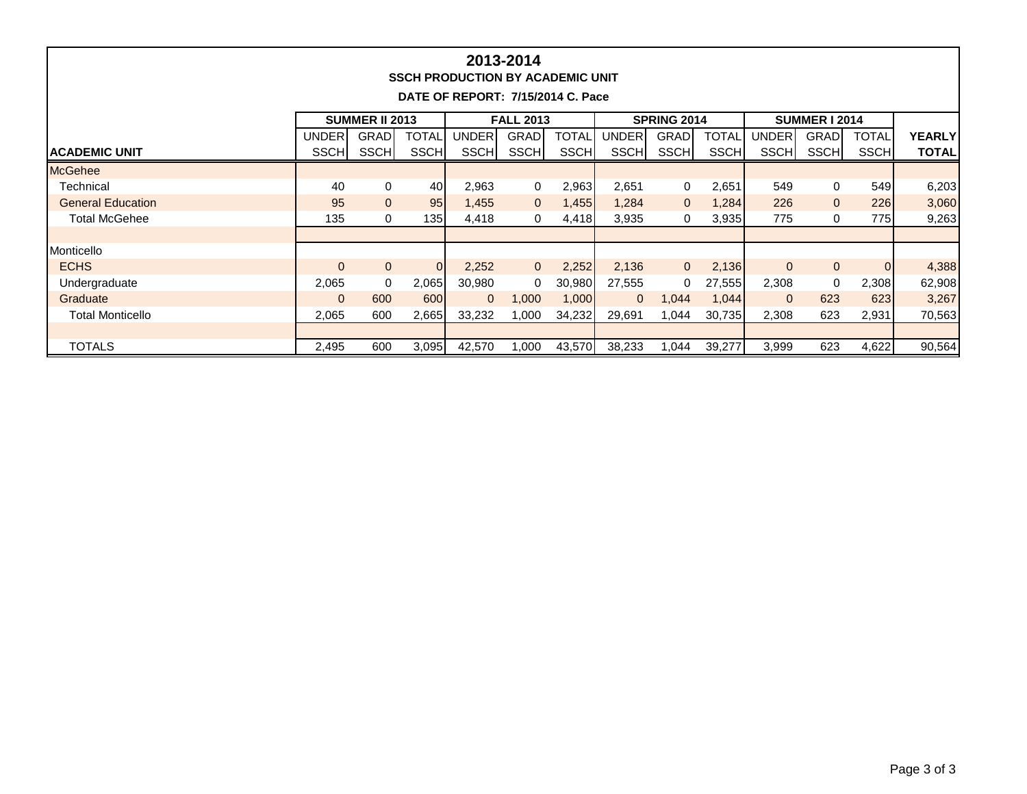# 2013-2014

## SSCH PRODUCTION BY ACADEMIC UNIT

**DATE OF REPORT: 7/15/2014 C. Pace**

| | SUMMER II 2013 | | | FALL 2013 | | | SPRING 2014 | | | SUMMER I 2014 | | | |
|---|---|---|---|---|---|---|---|---|---|---|---|---|---|
| **ACADEMIC UNIT** | UNDER SSCH | GRAD SSCH | TOTAL SSCH | UNDER SSCH | GRAD SSCH | TOTAL SSCH | UNDER SSCH | GRAD SSCH | TOTAL SSCH | UNDER SSCH | GRAD SSCH | TOTAL SSCH | **YEARLY TOTAL** |
| McGehee | | | | | | | | | | | | | |
| Technical | 40 | 0 | 40 | 2,963 | 0 | 2,963 | 2,651 | 0 | 2,651 | 549 | 0 | 549 | 6,203 |
| General Education | 95 | 0 | 95 | 1,455 | 0 | 1,455 | 1,284 | 0 | 1,284 | 226 | 0 | 226 | 3,060 |
| Total McGehee | 135 | 0 | 135 | 4,418 | 0 | 4,418 | 3,935 | 0 | 3,935 | 775 | 0 | 775 | 9,263 |
| | | | | | | | | | | | | | |
| Monticello | | | | | | | | | | | | | |
| ECHS | 0 | 0 | 0 | 2,252 | 0 | 2,252 | 2,136 | 0 | 2,136 | 0 | 0 | 0 | 4,388 |
| Undergraduate | 2,065 | 0 | 2,065 | 30,980 | 0 | 30,980 | 27,555 | 0 | 27,555 | 2,308 | 0 | 2,308 | 62,908 |
| Graduate | 0 | 600 | 600 | 0 | 1,000 | 1,000 | 0 | 1,044 | 1,044 | 0 | 623 | 623 | 3,267 |
| Total Monticello | 2,065 | 600 | 2,665 | 33,232 | 1,000 | 34,232 | 29,691 | 1,044 | 30,735 | 2,308 | 623 | 2,931 | 70,563 |
| | | | | | | | | | | | | | |
| TOTALS | 2,495 | 600 | 3,095 | 42,570 | 1,000 | 43,570 | 38,233 | 1,044 | 39,277 | 3,999 | 623 | 4,622 | 90,564 |